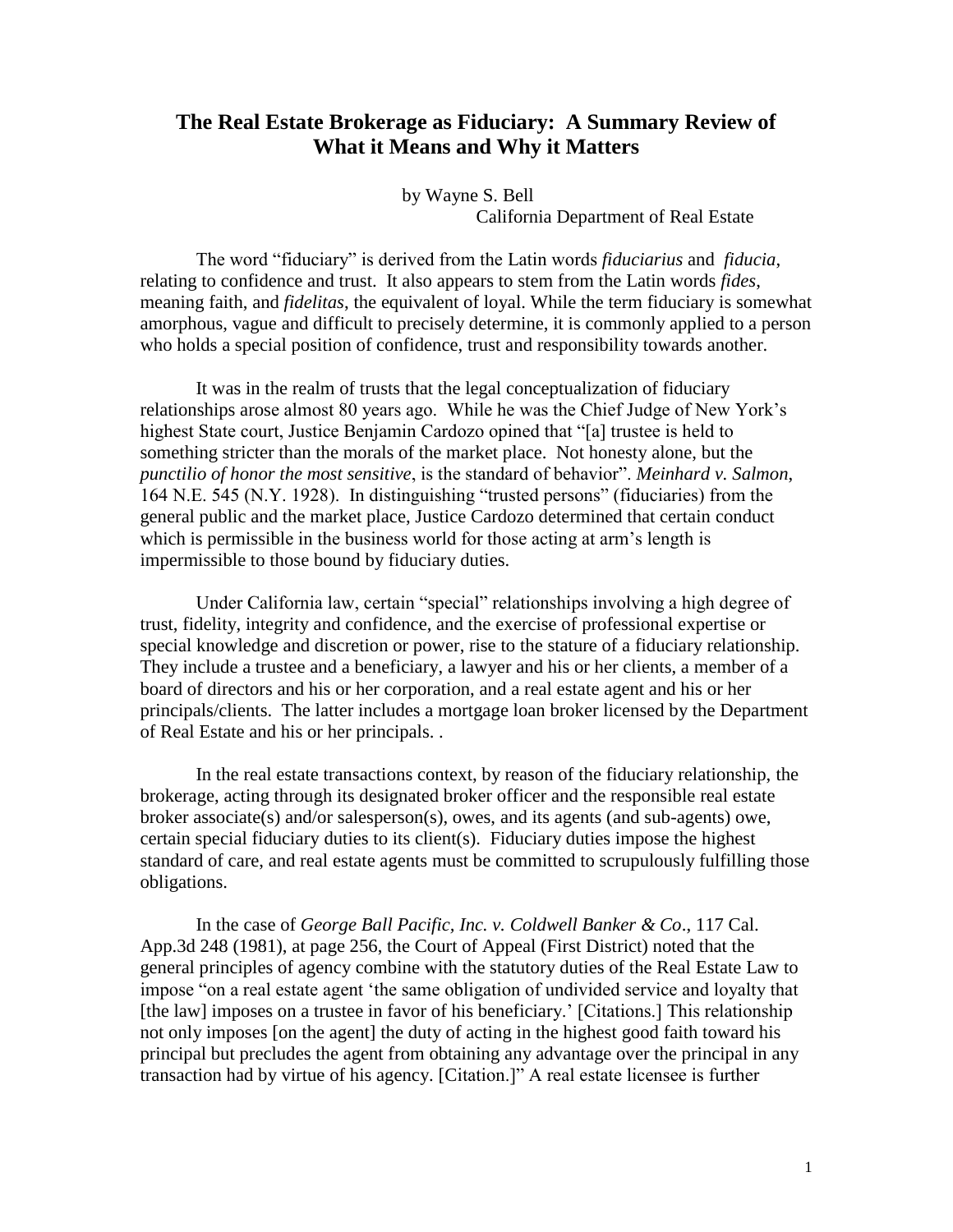# The Real Estate Brokerage as Fiduciary: A Summary Review of What it Means and Why it Matters

by Wayne S. Bell
California Department of Real Estate

The word "fiduciary" is derived from the Latin words *fiduciarius* and *fiducia*, relating to confidence and trust. It also appears to stem from the Latin words *fides*, meaning faith, and *fidelitas*, the equivalent of loyal. While the term fiduciary is somewhat amorphous, vague and difficult to precisely determine, it is commonly applied to a person who holds a special position of confidence, trust and responsibility towards another.

It was in the realm of trusts that the legal conceptualization of fiduciary relationships arose almost 80 years ago. While he was the Chief Judge of New York's highest State court, Justice Benjamin Cardozo opined that "[a] trustee is held to something stricter than the morals of the market place. Not honesty alone, but the *punctilio of honor the most sensitive*, is the standard of behavior". *Meinhard v. Salmon*, 164 N.E. 545 (N.Y. 1928). In distinguishing "trusted persons" (fiduciaries) from the general public and the market place, Justice Cardozo determined that certain conduct which is permissible in the business world for those acting at arm's length is impermissible to those bound by fiduciary duties.

Under California law, certain "special" relationships involving a high degree of trust, fidelity, integrity and confidence, and the exercise of professional expertise or special knowledge and discretion or power, rise to the stature of a fiduciary relationship. They include a trustee and a beneficiary, a lawyer and his or her clients, a member of a board of directors and his or her corporation, and a real estate agent and his or her principals/clients. The latter includes a mortgage loan broker licensed by the Department of Real Estate and his or her principals. .

In the real estate transactions context, by reason of the fiduciary relationship, the brokerage, acting through its designated broker officer and the responsible real estate broker associate(s) and/or salesperson(s), owes, and its agents (and sub-agents) owe, certain special fiduciary duties to its client(s). Fiduciary duties impose the highest standard of care, and real estate agents must be committed to scrupulously fulfilling those obligations.

In the case of *George Ball Pacific, Inc. v. Coldwell Banker & Co*., 117 Cal. App.3d 248 (1981), at page 256, the Court of Appeal (First District) noted that the general principles of agency combine with the statutory duties of the Real Estate Law to impose "on a real estate agent 'the same obligation of undivided service and loyalty that [the law] imposes on a trustee in favor of his beneficiary.' [Citations.] This relationship not only imposes [on the agent] the duty of acting in the highest good faith toward his principal but precludes the agent from obtaining any advantage over the principal in any transaction had by virtue of his agency. [Citation.]" A real estate licensee is further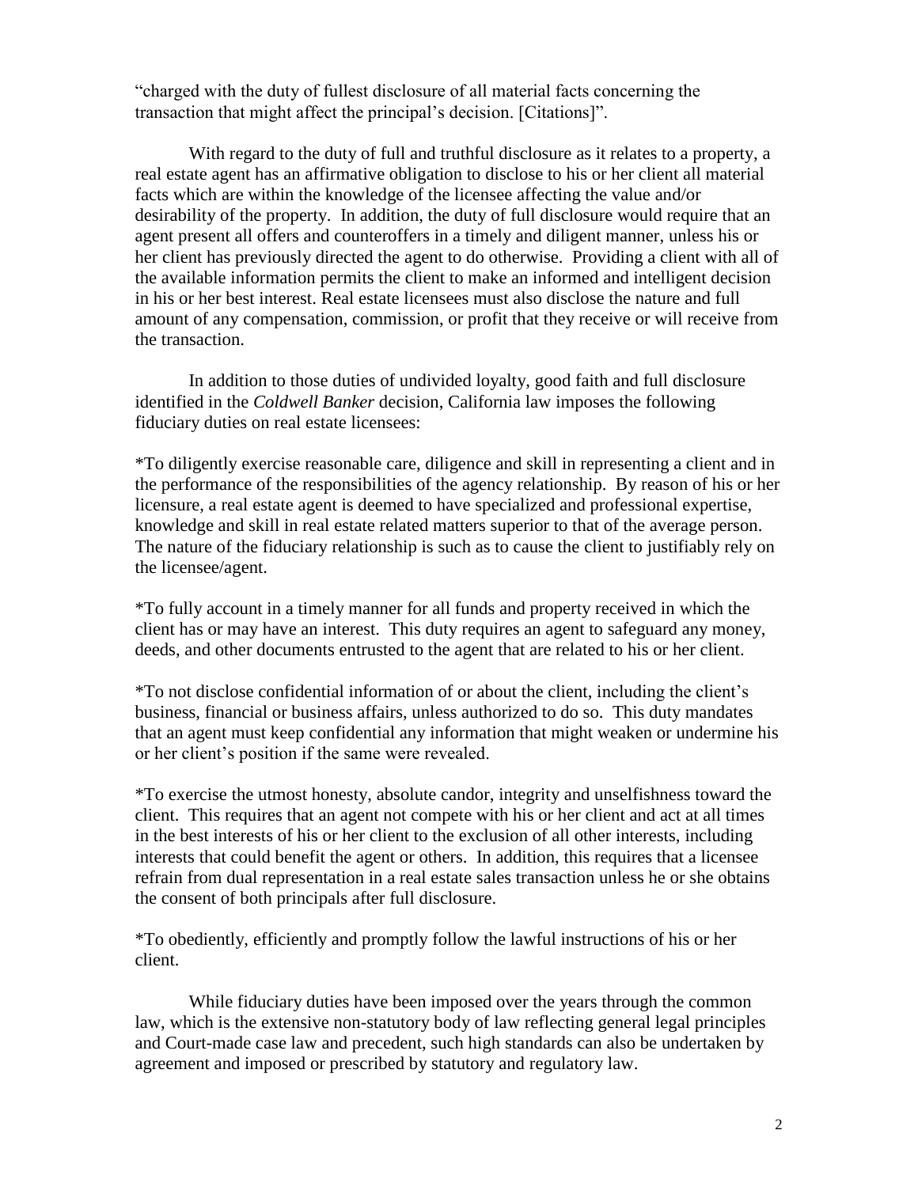"charged with the duty of fullest disclosure of all material facts concerning the transaction that might affect the principal's decision. [Citations]".

With regard to the duty of full and truthful disclosure as it relates to a property, a real estate agent has an affirmative obligation to disclose to his or her client all material facts which are within the knowledge of the licensee affecting the value and/or desirability of the property. In addition, the duty of full disclosure would require that an agent present all offers and counteroffers in a timely and diligent manner, unless his or her client has previously directed the agent to do otherwise. Providing a client with all of the available information permits the client to make an informed and intelligent decision in his or her best interest. Real estate licensees must also disclose the nature and full amount of any compensation, commission, or profit that they receive or will receive from the transaction.

In addition to those duties of undivided loyalty, good faith and full disclosure identified in the *Coldwell Banker* decision, California law imposes the following fiduciary duties on real estate licensees:

*To diligently exercise reasonable care, diligence and skill in representing a client and in the performance of the responsibilities of the agency relationship. By reason of his or her licensure, a real estate agent is deemed to have specialized and professional expertise, knowledge and skill in real estate related matters superior to that of the average person. The nature of the fiduciary relationship is such as to cause the client to justifiably rely on the licensee/agent.

*To fully account in a timely manner for all funds and property received in which the client has or may have an interest. This duty requires an agent to safeguard any money, deeds, and other documents entrusted to the agent that are related to his or her client.

*To not disclose confidential information of or about the client, including the client's business, financial or business affairs, unless authorized to do so. This duty mandates that an agent must keep confidential any information that might weaken or undermine his or her client's position if the same were revealed.

*To exercise the utmost honesty, absolute candor, integrity and unselfishness toward the client. This requires that an agent not compete with his or her client and act at all times in the best interests of his or her client to the exclusion of all other interests, including interests that could benefit the agent or others. In addition, this requires that a licensee refrain from dual representation in a real estate sales transaction unless he or she obtains the consent of both principals after full disclosure.

*To obediently, efficiently and promptly follow the lawful instructions of his or her client.

While fiduciary duties have been imposed over the years through the common law, which is the extensive non-statutory body of law reflecting general legal principles and Court-made case law and precedent, such high standards can also be undertaken by agreement and imposed or prescribed by statutory and regulatory law.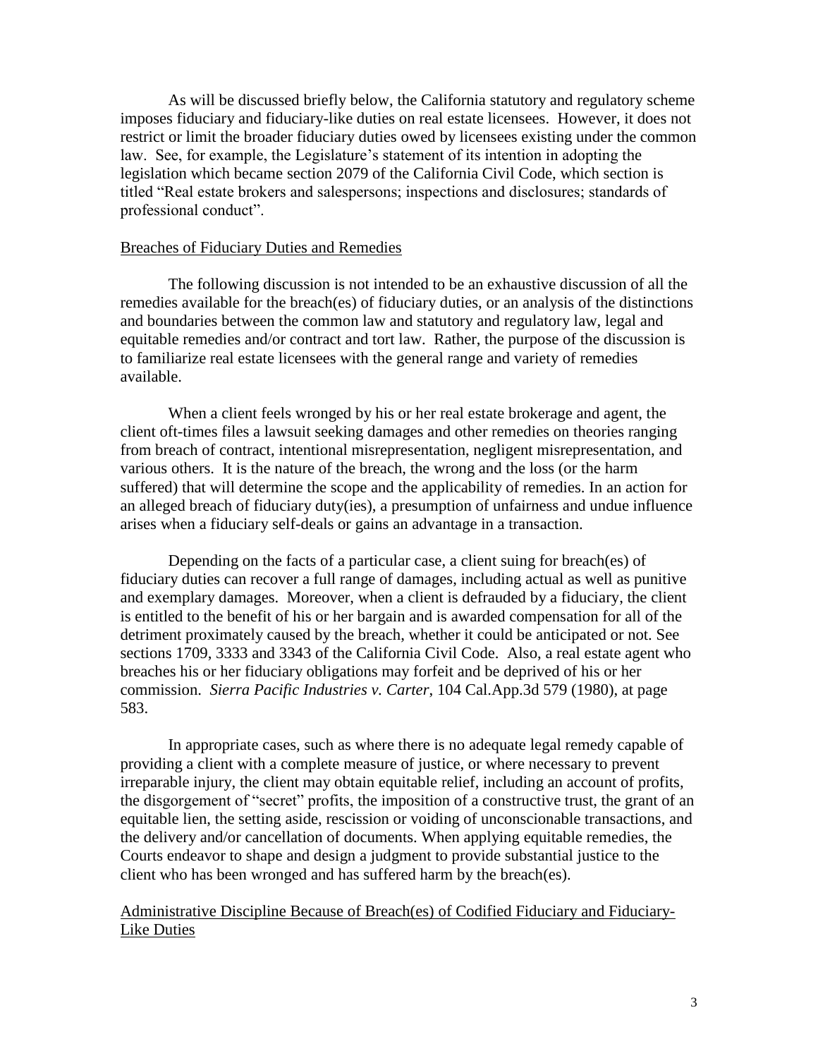As will be discussed briefly below, the California statutory and regulatory scheme imposes fiduciary and fiduciary-like duties on real estate licensees. However, it does not restrict or limit the broader fiduciary duties owed by licensees existing under the common law. See, for example, the Legislature's statement of its intention in adopting the legislation which became section 2079 of the California Civil Code, which section is titled "Real estate brokers and salespersons; inspections and disclosures; standards of professional conduct".

## Breaches of Fiduciary Duties and Remedies

The following discussion is not intended to be an exhaustive discussion of all the remedies available for the breach(es) of fiduciary duties, or an analysis of the distinctions and boundaries between the common law and statutory and regulatory law, legal and equitable remedies and/or contract and tort law. Rather, the purpose of the discussion is to familiarize real estate licensees with the general range and variety of remedies available.

When a client feels wronged by his or her real estate brokerage and agent, the client oft-times files a lawsuit seeking damages and other remedies on theories ranging from breach of contract, intentional misrepresentation, negligent misrepresentation, and various others. It is the nature of the breach, the wrong and the loss (or the harm suffered) that will determine the scope and the applicability of remedies. In an action for an alleged breach of fiduciary duty(ies), a presumption of unfairness and undue influence arises when a fiduciary self-deals or gains an advantage in a transaction.

Depending on the facts of a particular case, a client suing for breach(es) of fiduciary duties can recover a full range of damages, including actual as well as punitive and exemplary damages. Moreover, when a client is defrauded by a fiduciary, the client is entitled to the benefit of his or her bargain and is awarded compensation for all of the detriment proximately caused by the breach, whether it could be anticipated or not. See sections 1709, 3333 and 3343 of the California Civil Code. Also, a real estate agent who breaches his or her fiduciary obligations may forfeit and be deprived of his or her commission. *Sierra Pacific Industries v. Carter*, 104 Cal.App.3d 579 (1980), at page 583.

In appropriate cases, such as where there is no adequate legal remedy capable of providing a client with a complete measure of justice, or where necessary to prevent irreparable injury, the client may obtain equitable relief, including an account of profits, the disgorgement of "secret" profits, the imposition of a constructive trust, the grant of an equitable lien, the setting aside, rescission or voiding of unconscionable transactions, and the delivery and/or cancellation of documents. When applying equitable remedies, the Courts endeavor to shape and design a judgment to provide substantial justice to the client who has been wronged and has suffered harm by the breach(es).

## Administrative Discipline Because of Breach(es) of Codified Fiduciary and Fiduciary-Like Duties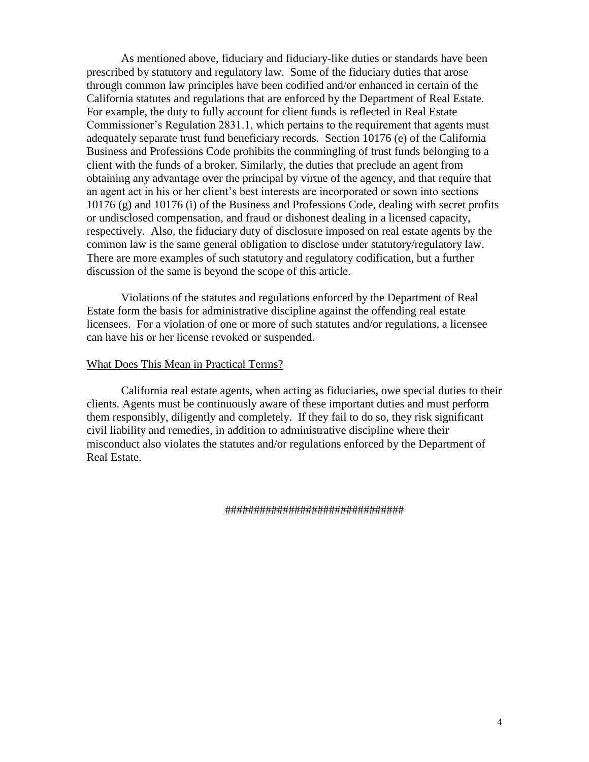As mentioned above, fiduciary and fiduciary-like duties or standards have been prescribed by statutory and regulatory law. Some of the fiduciary duties that arose through common law principles have been codified and/or enhanced in certain of the California statutes and regulations that are enforced by the Department of Real Estate. For example, the duty to fully account for client funds is reflected in Real Estate Commissioner's Regulation 2831.1, which pertains to the requirement that agents must adequately separate trust fund beneficiary records. Section 10176 (e) of the California Business and Professions Code prohibits the commingling of trust funds belonging to a client with the funds of a broker. Similarly, the duties that preclude an agent from obtaining any advantage over the principal by virtue of the agency, and that require that an agent act in his or her client's best interests are incorporated or sown into sections 10176 (g) and 10176 (i) of the Business and Professions Code, dealing with secret profits or undisclosed compensation, and fraud or dishonest dealing in a licensed capacity, respectively. Also, the fiduciary duty of disclosure imposed on real estate agents by the common law is the same general obligation to disclose under statutory/regulatory law. There are more examples of such statutory and regulatory codification, but a further discussion of the same is beyond the scope of this article.

Violations of the statutes and regulations enforced by the Department of Real Estate form the basis for administrative discipline against the offending real estate licensees. For a violation of one or more of such statutes and/or regulations, a licensee can have his or her license revoked or suspended.

What Does This Mean in Practical Terms?

California real estate agents, when acting as fiduciaries, owe special duties to their clients. Agents must be continuously aware of these important duties and must perform them responsibly, diligently and completely. If they fail to do so, they risk significant civil liability and remedies, in addition to administrative discipline where their misconduct also violates the statutes and/or regulations enforced by the Department of Real Estate.

##############################